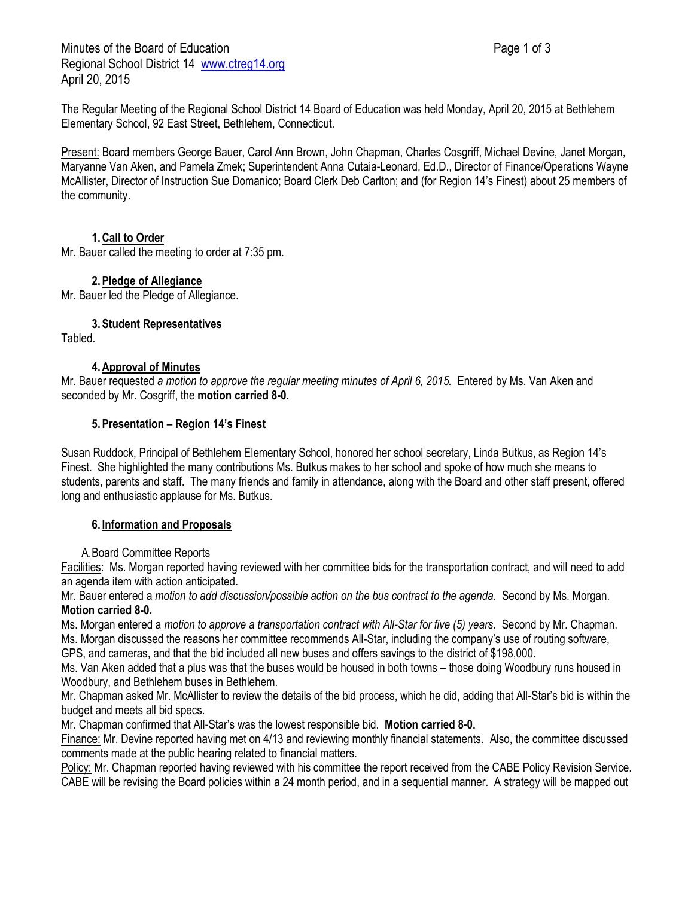Minutes of the Board of Education
Regional School District 14 www.ctreg14.org
April 20, 2015

The Regular Meeting of the Regional School District 14 Board of Education was held Monday, April 20, 2015 at Bethlehem Elementary School, 92 East Street, Bethlehem, Connecticut.

Present: Board members George Bauer, Carol Ann Brown, John Chapman, Charles Cosgriff, Michael Devine, Janet Morgan, Maryanne Van Aken, and Pamela Zmek; Superintendent Anna Cutaia-Leonard, Ed.D., Director of Finance/Operations Wayne McAllister, Director of Instruction Sue Domanico; Board Clerk Deb Carlton; and (for Region 14's Finest) about 25 members of the community.

## 1. Call to Order

Mr. Bauer called the meeting to order at 7:35 pm.

## 2. Pledge of Allegiance

Mr. Bauer led the Pledge of Allegiance.

## 3. Student Representatives

Tabled.

## 4. Approval of Minutes

Mr. Bauer requested *a motion to approve the regular meeting minutes of April 6, 2015.* Entered by Ms. Van Aken and seconded by Mr. Cosgriff, the **motion carried 8-0.**

## 5. Presentation – Region 14's Finest

Susan Ruddock, Principal of Bethlehem Elementary School, honored her school secretary, Linda Butkus, as Region 14's Finest. She highlighted the many contributions Ms. Butkus makes to her school and spoke of how much she means to students, parents and staff. The many friends and family in attendance, along with the Board and other staff present, offered long and enthusiastic applause for Ms. Butkus.

## 6. Information and Proposals

A. Board Committee Reports

Facilities: Ms. Morgan reported having reviewed with her committee bids for the transportation contract, and will need to add an agenda item with action anticipated.

Mr. Bauer entered a *motion to add discussion/possible action on the bus contract to the agenda.* Second by Ms. Morgan. **Motion carried 8-0.**

Ms. Morgan entered a *motion to approve a transportation contract with All-Star for five (5) years.* Second by Mr. Chapman. Ms. Morgan discussed the reasons her committee recommends All-Star, including the company's use of routing software, GPS, and cameras, and that the bid included all new buses and offers savings to the district of $198,000.

Ms. Van Aken added that a plus was that the buses would be housed in both towns – those doing Woodbury runs housed in Woodbury, and Bethlehem buses in Bethlehem.

Mr. Chapman asked Mr. McAllister to review the details of the bid process, which he did, adding that All-Star's bid is within the budget and meets all bid specs.

Mr. Chapman confirmed that All-Star's was the lowest responsible bid. **Motion carried 8-0.**

Finance: Mr. Devine reported having met on 4/13 and reviewing monthly financial statements. Also, the committee discussed comments made at the public hearing related to financial matters.

Policy: Mr. Chapman reported having reviewed with his committee the report received from the CABE Policy Revision Service. CABE will be revising the Board policies within a 24 month period, and in a sequential manner. A strategy will be mapped out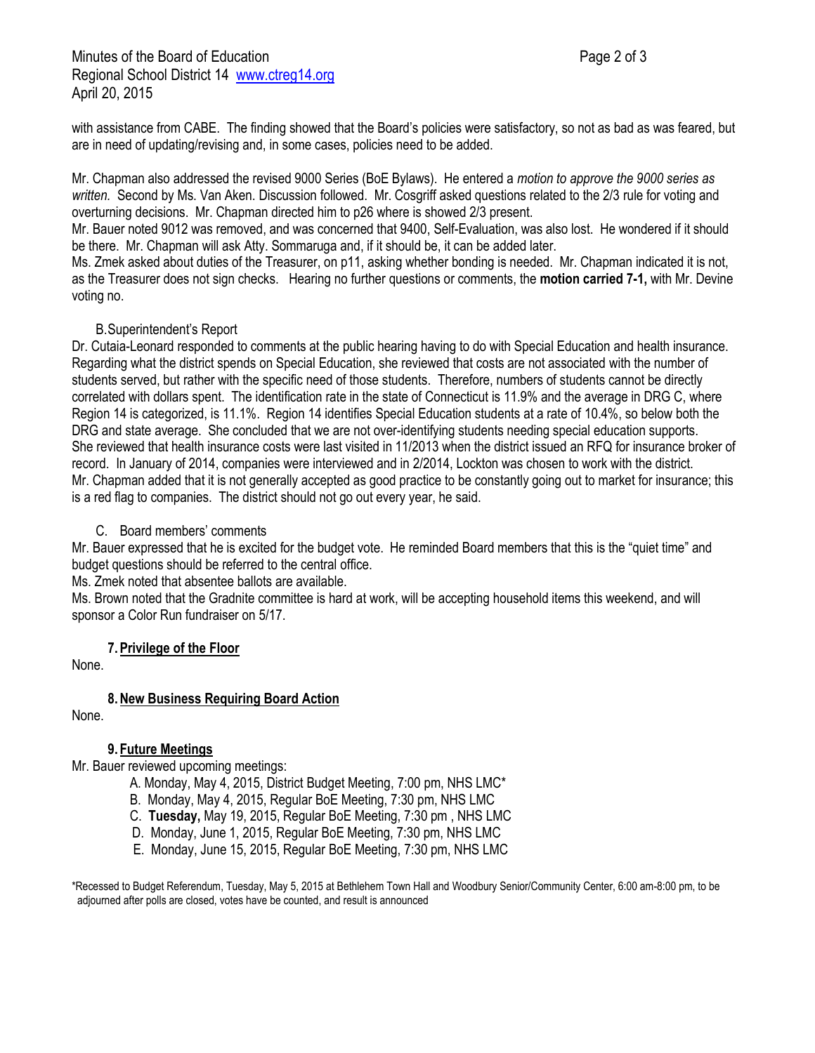with assistance from CABE. The finding showed that the Board's policies were satisfactory, so not as bad as was feared, but are in need of updating/revising and, in some cases, policies need to be added.

Mr. Chapman also addressed the revised 9000 Series (BoE Bylaws). He entered a *motion to approve the 9000 series as written.* Second by Ms. Van Aken. Discussion followed. Mr. Cosgriff asked questions related to the 2/3 rule for voting and overturning decisions. Mr. Chapman directed him to p26 where is showed 2/3 present.
Mr. Bauer noted 9012 was removed, and was concerned that 9400, Self-Evaluation, was also lost. He wondered if it should be there. Mr. Chapman will ask Atty. Sommaruga and, if it should be, it can be added later.
Ms. Zmek asked about duties of the Treasurer, on p11, asking whether bonding is needed. Mr. Chapman indicated it is not, as the Treasurer does not sign checks. Hearing no further questions or comments, the **motion carried 7-1,** with Mr. Devine voting no.

B. Superintendent's Report

Dr. Cutaia-Leonard responded to comments at the public hearing having to do with Special Education and health insurance. Regarding what the district spends on Special Education, she reviewed that costs are not associated with the number of students served, but rather with the specific need of those students. Therefore, numbers of students cannot be directly correlated with dollars spent. The identification rate in the state of Connecticut is 11.9% and the average in DRG C, where Region 14 is categorized, is 11.1%. Region 14 identifies Special Education students at a rate of 10.4%, so below both the DRG and state average. She concluded that we are not over-identifying students needing special education supports.
She reviewed that health insurance costs were last visited in 11/2013 when the district issued an RFQ for insurance broker of record. In January of 2014, companies were interviewed and in 2/2014, Lockton was chosen to work with the district.
Mr. Chapman added that it is not generally accepted as good practice to be constantly going out to market for insurance; this is a red flag to companies. The district should not go out every year, he said.

C. Board members' comments

Mr. Bauer expressed that he is excited for the budget vote. He reminded Board members that this is the "quiet time" and budget questions should be referred to the central office.
Ms. Zmek noted that absentee ballots are available.
Ms. Brown noted that the Gradnite committee is hard at work, will be accepting household items this weekend, and will sponsor a Color Run fundraiser on 5/17.

## 7. Privilege of the Floor

None.

## 8. New Business Requiring Board Action

None.

## 9. Future Meetings

Mr. Bauer reviewed upcoming meetings:

A. Monday, May 4, 2015, District Budget Meeting, 7:00 pm, NHS LMC*
B. Monday, May 4, 2015, Regular BoE Meeting, 7:30 pm, NHS LMC
C. **Tuesday,** May 19, 2015, Regular BoE Meeting, 7:30 pm , NHS LMC
D. Monday, June 1, 2015, Regular BoE Meeting, 7:30 pm, NHS LMC
E. Monday, June 15, 2015, Regular BoE Meeting, 7:30 pm, NHS LMC

*Recessed to Budget Referendum, Tuesday, May 5, 2015 at Bethlehem Town Hall and Woodbury Senior/Community Center, 6:00 am-8:00 pm, to be adjourned after polls are closed, votes have be counted, and result is announced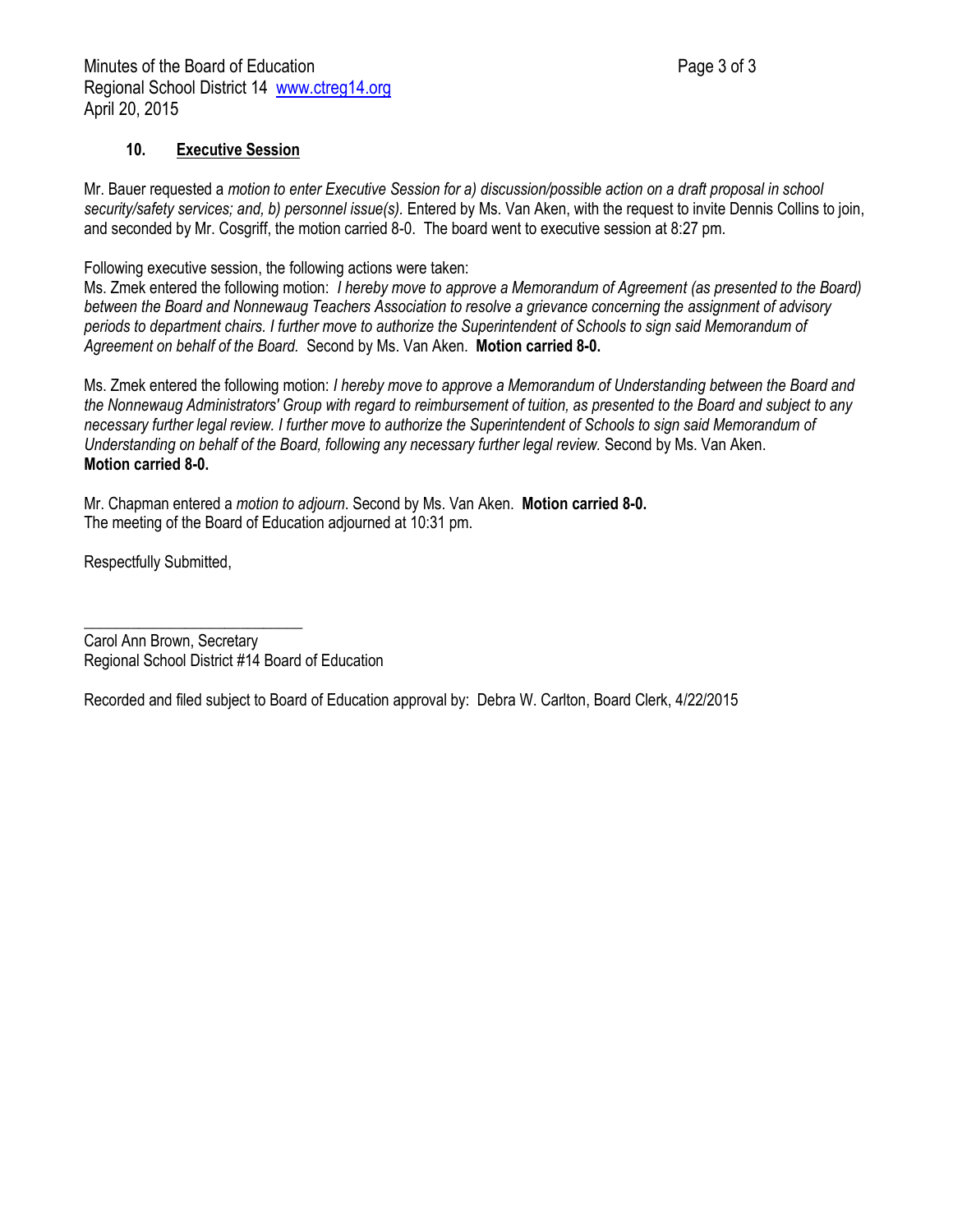## 10. Executive Session

Mr. Bauer requested a *motion to enter Executive Session for a) discussion/possible action on a draft proposal in school security/safety services; and, b) personnel issue(s).* Entered by Ms. Van Aken, with the request to invite Dennis Collins to join, and seconded by Mr. Cosgriff, the motion carried 8-0. The board went to executive session at 8:27 pm.

Following executive session, the following actions were taken:
Ms. Zmek entered the following motion: *I hereby move to approve a Memorandum of Agreement (as presented to the Board) between the Board and Nonnewaug Teachers Association to resolve a grievance concerning the assignment of advisory periods to department chairs. I further move to authorize the Superintendent of Schools to sign said Memorandum of Agreement on behalf of the Board.* Second by Ms. Van Aken. **Motion carried 8-0.**

Ms. Zmek entered the following motion: *I hereby move to approve a Memorandum of Understanding between the Board and the Nonnewaug Administrators' Group with regard to reimbursement of tuition, as presented to the Board and subject to any necessary further legal review. I further move to authorize the Superintendent of Schools to sign said Memorandum of Understanding on behalf of the Board, following any necessary further legal review.* Second by Ms. Van Aken. **Motion carried 8-0.**

Mr. Chapman entered a *motion to adjourn*. Second by Ms. Van Aken. **Motion carried 8-0.**
The meeting of the Board of Education adjourned at 10:31 pm.

Respectfully Submitted,

\_\_\_\_\_\_\_\_\_\_\_\_\_\_\_\_\_\_\_\_\_\_\_\_\_\_\_\_
Carol Ann Brown, Secretary
Regional School District #14 Board of Education

Recorded and filed subject to Board of Education approval by: Debra W. Carlton, Board Clerk, 4/22/2015